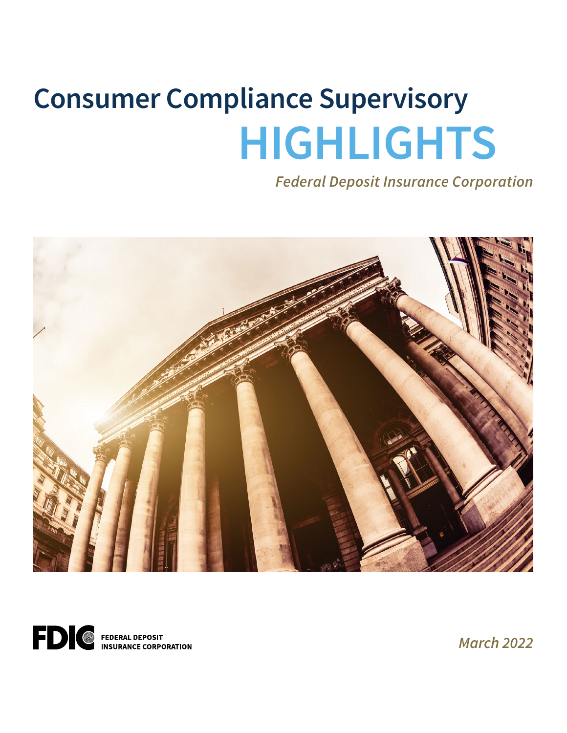# Consumer Compliance Supervisory HIGHLIGHTS

*Federal Deposit Insurance Corporation*

FDIC FEDERAL DEPOSIT INSURANCE CORPORATION

*March 2022*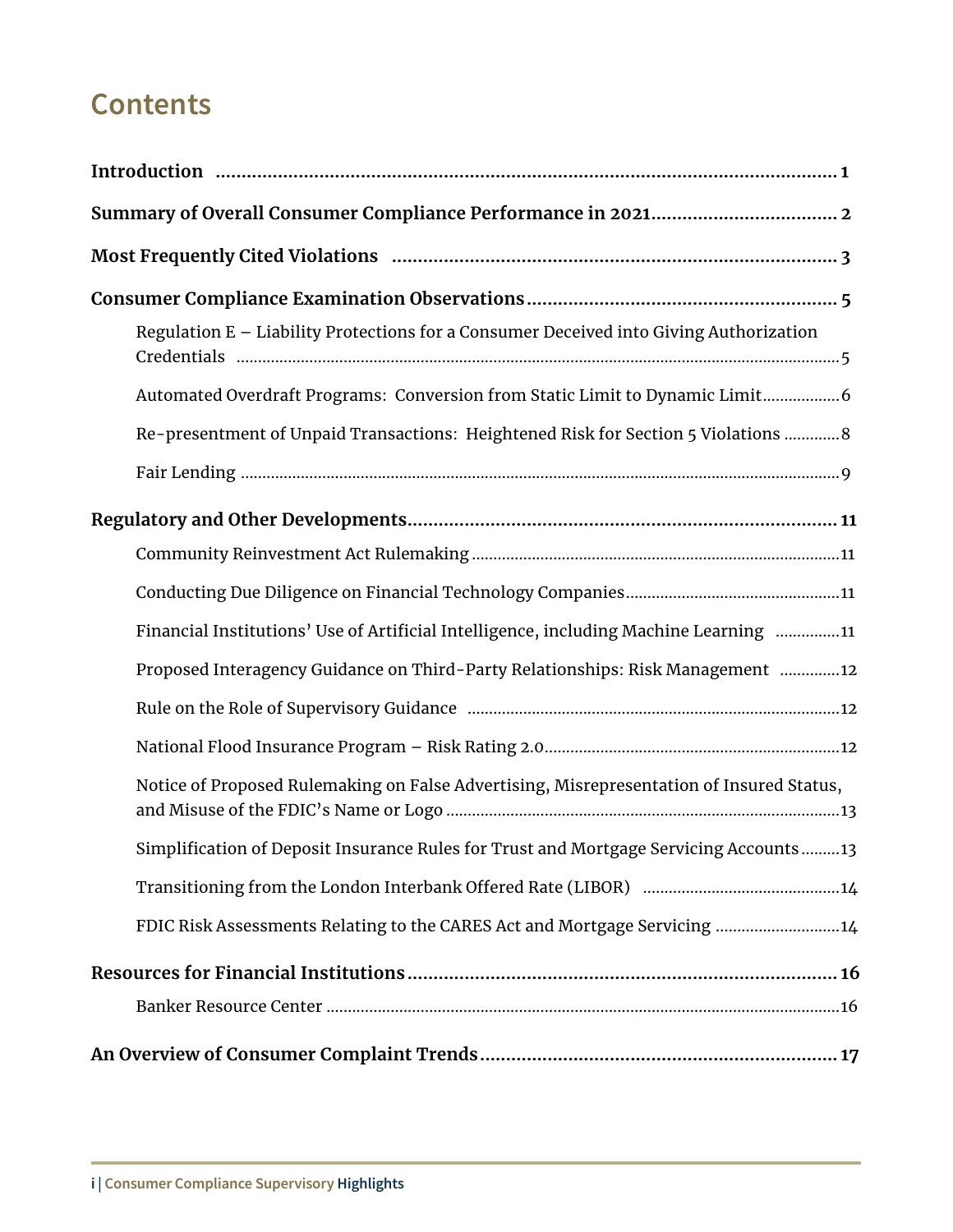# Contents

**Introduction** ........ 1

**Summary of Overall Consumer Compliance Performance in 2021** ........ 2

**Most Frequently Cited Violations** ........ 3

**Consumer Compliance Examination Observations** ........ 5

- Regulation E – Liability Protections for a Consumer Deceived into Giving Authorization Credentials ........ 5
- Automated Overdraft Programs: Conversion from Static Limit to Dynamic Limit ........ 6
- Re-presentment of Unpaid Transactions: Heightened Risk for Section 5 Violations ........ 8
- Fair Lending ........ 9

**Regulatory and Other Developments** ........ 11

- Community Reinvestment Act Rulemaking ........ 11
- Conducting Due Diligence on Financial Technology Companies ........ 11
- Financial Institutions' Use of Artificial Intelligence, including Machine Learning ........ 11
- Proposed Interagency Guidance on Third-Party Relationships: Risk Management ........ 12
- Rule on the Role of Supervisory Guidance ........ 12
- National Flood Insurance Program – Risk Rating 2.0 ........ 12
- Notice of Proposed Rulemaking on False Advertising, Misrepresentation of Insured Status, and Misuse of the FDIC's Name or Logo ........ 13
- Simplification of Deposit Insurance Rules for Trust and Mortgage Servicing Accounts ........ 13
- Transitioning from the London Interbank Offered Rate (LIBOR) ........ 14
- FDIC Risk Assessments Relating to the CARES Act and Mortgage Servicing ........ 14

**Resources for Financial Institutions** ........ 16

- Banker Resource Center ........ 16

**An Overview of Consumer Complaint Trends** ........ 17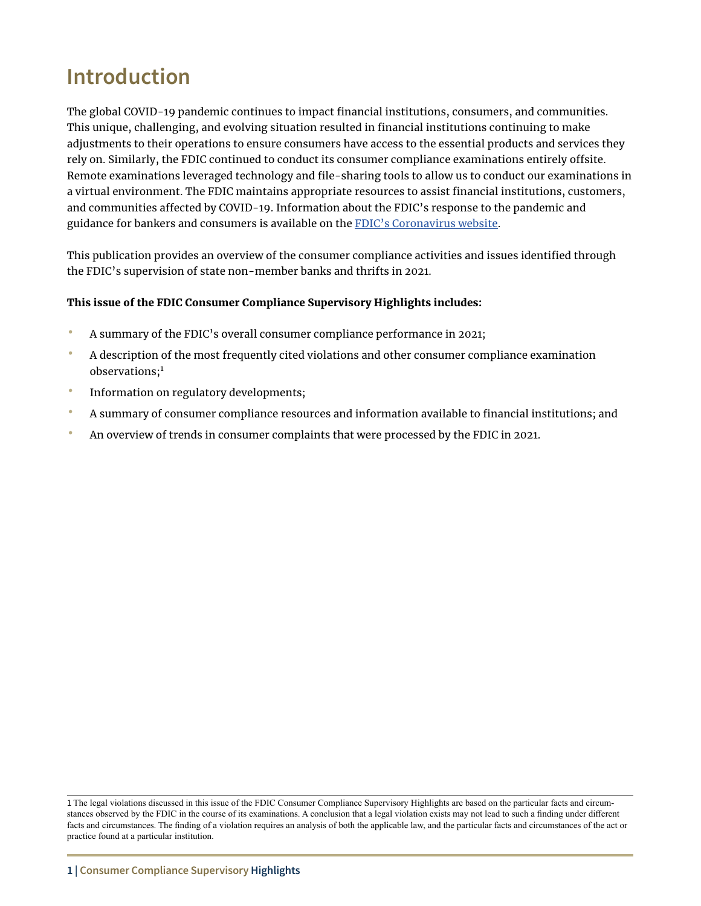# Introduction

The global COVID-19 pandemic continues to impact financial institutions, consumers, and communities. This unique, challenging, and evolving situation resulted in financial institutions continuing to make adjustments to their operations to ensure consumers have access to the essential products and services they rely on. Similarly, the FDIC continued to conduct its consumer compliance examinations entirely offsite. Remote examinations leveraged technology and file-sharing tools to allow us to conduct our examinations in a virtual environment. The FDIC maintains appropriate resources to assist financial institutions, customers, and communities affected by COVID-19. Information about the FDIC's response to the pandemic and guidance for bankers and consumers is available on the FDIC's Coronavirus website.

This publication provides an overview of the consumer compliance activities and issues identified through the FDIC's supervision of state non-member banks and thrifts in 2021.

**This issue of the FDIC Consumer Compliance Supervisory Highlights includes:**

- A summary of the FDIC's overall consumer compliance performance in 2021;
- A description of the most frequently cited violations and other consumer compliance examination observations;[1]
- Information on regulatory developments;
- A summary of consumer compliance resources and information available to financial institutions; and
- An overview of trends in consumer complaints that were processed by the FDIC in 2021.

1 The legal violations discussed in this issue of the FDIC Consumer Compliance Supervisory Highlights are based on the particular facts and circumstances observed by the FDIC in the course of its examinations. A conclusion that a legal violation exists may not lead to such a finding under different facts and circumstances. The finding of a violation requires an analysis of both the applicable law, and the particular facts and circumstances of the act or practice found at a particular institution.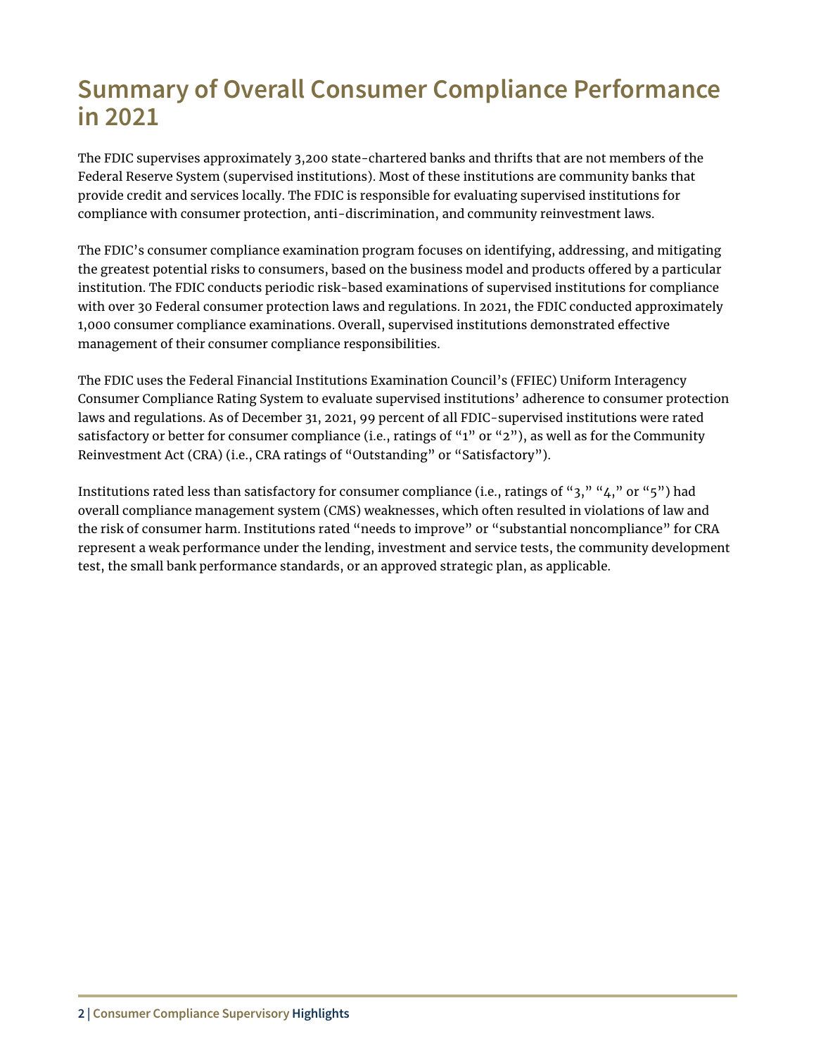# Summary of Overall Consumer Compliance Performance in 2021

The FDIC supervises approximately 3,200 state-chartered banks and thrifts that are not members of the Federal Reserve System (supervised institutions). Most of these institutions are community banks that provide credit and services locally. The FDIC is responsible for evaluating supervised institutions for compliance with consumer protection, anti-discrimination, and community reinvestment laws.

The FDIC's consumer compliance examination program focuses on identifying, addressing, and mitigating the greatest potential risks to consumers, based on the business model and products offered by a particular institution. The FDIC conducts periodic risk-based examinations of supervised institutions for compliance with over 30 Federal consumer protection laws and regulations. In 2021, the FDIC conducted approximately 1,000 consumer compliance examinations. Overall, supervised institutions demonstrated effective management of their consumer compliance responsibilities.

The FDIC uses the Federal Financial Institutions Examination Council's (FFIEC) Uniform Interagency Consumer Compliance Rating System to evaluate supervised institutions' adherence to consumer protection laws and regulations. As of December 31, 2021, 99 percent of all FDIC-supervised institutions were rated satisfactory or better for consumer compliance (i.e., ratings of "1" or "2"), as well as for the Community Reinvestment Act (CRA) (i.e., CRA ratings of "Outstanding" or "Satisfactory").

Institutions rated less than satisfactory for consumer compliance (i.e., ratings of "3," "4," or "5") had overall compliance management system (CMS) weaknesses, which often resulted in violations of law and the risk of consumer harm. Institutions rated "needs to improve" or "substantial noncompliance" for CRA represent a weak performance under the lending, investment and service tests, the community development test, the small bank performance standards, or an approved strategic plan, as applicable.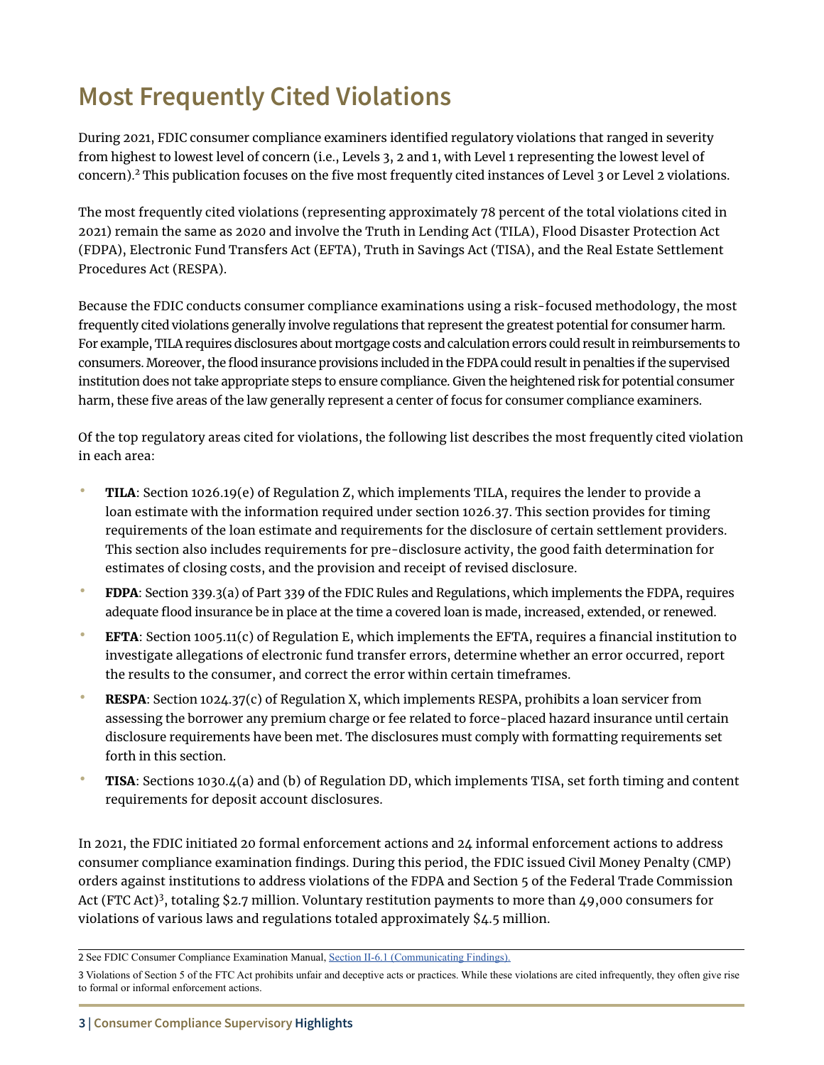# Most Frequently Cited Violations

During 2021, FDIC consumer compliance examiners identified regulatory violations that ranged in severity from highest to lowest level of concern (i.e., Levels 3, 2 and 1, with Level 1 representing the lowest level of concern).[2] This publication focuses on the five most frequently cited instances of Level 3 or Level 2 violations.

The most frequently cited violations (representing approximately 78 percent of the total violations cited in 2021) remain the same as 2020 and involve the Truth in Lending Act (TILA), Flood Disaster Protection Act (FDPA), Electronic Fund Transfers Act (EFTA), Truth in Savings Act (TISA), and the Real Estate Settlement Procedures Act (RESPA).

Because the FDIC conducts consumer compliance examinations using a risk-focused methodology, the most frequently cited violations generally involve regulations that represent the greatest potential for consumer harm. For example, TILA requires disclosures about mortgage costs and calculation errors could result in reimbursements to consumers. Moreover, the flood insurance provisions included in the FDPA could result in penalties if the supervised institution does not take appropriate steps to ensure compliance. Given the heightened risk for potential consumer harm, these five areas of the law generally represent a center of focus for consumer compliance examiners.

Of the top regulatory areas cited for violations, the following list describes the most frequently cited violation in each area:

- **TILA**: Section 1026.19(e) of Regulation Z, which implements TILA, requires the lender to provide a loan estimate with the information required under section 1026.37. This section provides for timing requirements of the loan estimate and requirements for the disclosure of certain settlement providers. This section also includes requirements for pre-disclosure activity, the good faith determination for estimates of closing costs, and the provision and receipt of revised disclosure.
- **FDPA**: Section 339.3(a) of Part 339 of the FDIC Rules and Regulations, which implements the FDPA, requires adequate flood insurance be in place at the time a covered loan is made, increased, extended, or renewed.
- **EFTA**: Section 1005.11(c) of Regulation E, which implements the EFTA, requires a financial institution to investigate allegations of electronic fund transfer errors, determine whether an error occurred, report the results to the consumer, and correct the error within certain timeframes.
- **RESPA**: Section 1024.37(c) of Regulation X, which implements RESPA, prohibits a loan servicer from assessing the borrower any premium charge or fee related to force-placed hazard insurance until certain disclosure requirements have been met. The disclosures must comply with formatting requirements set forth in this section.
- **TISA**: Sections 1030.4(a) and (b) of Regulation DD, which implements TISA, set forth timing and content requirements for deposit account disclosures.

In 2021, the FDIC initiated 20 formal enforcement actions and 24 informal enforcement actions to address consumer compliance examination findings. During this period, the FDIC issued Civil Money Penalty (CMP) orders against institutions to address violations of the FDPA and Section 5 of the Federal Trade Commission Act (FTC Act)[3], totaling $2.7 million. Voluntary restitution payments to more than 49,000 consumers for violations of various laws and regulations totaled approximately $4.5 million.

---

2 See FDIC Consumer Compliance Examination Manual, Section II-6.1 (Communicating Findings).

3 Violations of Section 5 of the FTC Act prohibits unfair and deceptive acts or practices. While these violations are cited infrequently, they often give rise to formal or informal enforcement actions.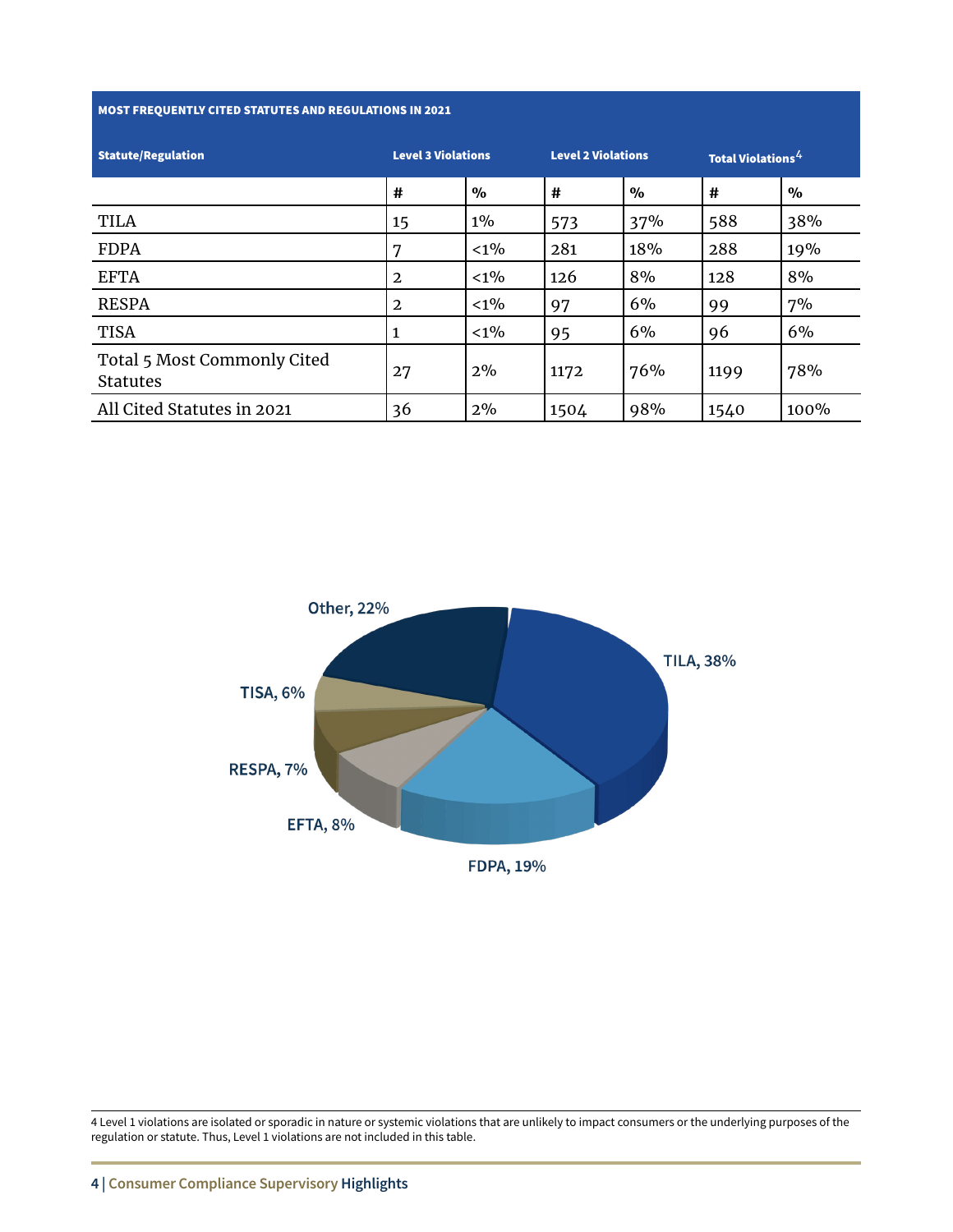| MOST FREQUENTLY CITED STATUTES AND REGULATIONS IN 2021 | | | | | | |
|---|---|---|---|---|---|---|
| Statute/Regulation | Level 3 Violations | | Level 2 Violations | | Total Violations[4] | |
| | # | % | # | % | # | % |
| TILA | 15 | 1% | 573 | 37% | 588 | 38% |
| FDPA | 7 | <1% | 281 | 18% | 288 | 19% |
| EFTA | 2 | <1% | 126 | 8% | 128 | 8% |
| RESPA | 2 | <1% | 97 | 6% | 99 | 7% |
| TISA | 1 | <1% | 95 | 6% | 96 | 6% |
| Total 5 Most Commonly Cited Statutes | 27 | 2% | 1172 | 76% | 1199 | 78% |
| All Cited Statutes in 2021 | 36 | 2% | 1504 | 98% | 1540 | 100% |

Other, 22%

TILA, 38%

TISA, 6%

RESPA, 7%

EFTA, 8%

FDPA, 19%

4 Level 1 violations are isolated or sporadic in nature or systemic violations that are unlikely to impact consumers or the underlying purposes of the regulation or statute. Thus, Level 1 violations are not included in this table.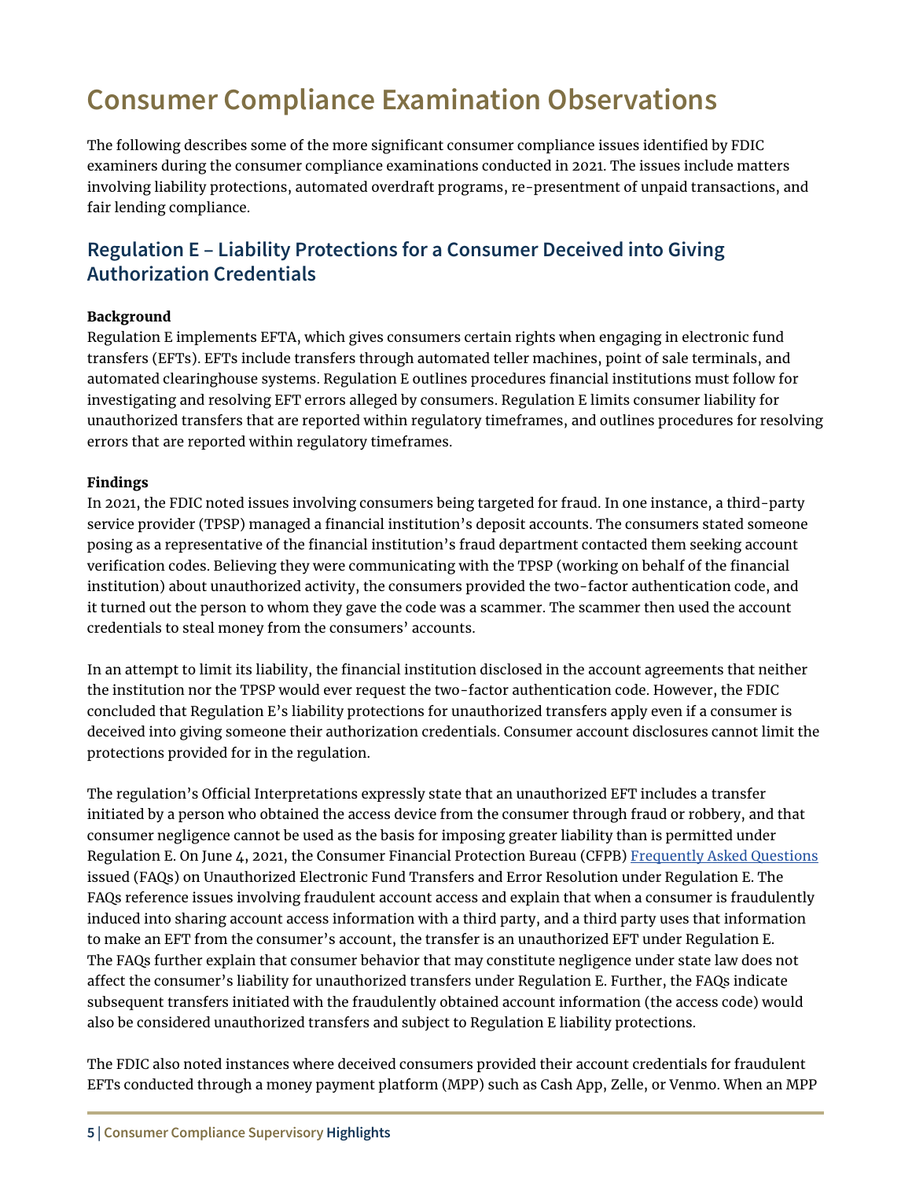# Consumer Compliance Examination Observations

The following describes some of the more significant consumer compliance issues identified by FDIC examiners during the consumer compliance examinations conducted in 2021. The issues include matters involving liability protections, automated overdraft programs, re-presentment of unpaid transactions, and fair lending compliance.

## Regulation E – Liability Protections for a Consumer Deceived into Giving Authorization Credentials

**Background**

Regulation E implements EFTA, which gives consumers certain rights when engaging in electronic fund transfers (EFTs). EFTs include transfers through automated teller machines, point of sale terminals, and automated clearinghouse systems. Regulation E outlines procedures financial institutions must follow for investigating and resolving EFT errors alleged by consumers. Regulation E limits consumer liability for unauthorized transfers that are reported within regulatory timeframes, and outlines procedures for resolving errors that are reported within regulatory timeframes.

**Findings**

In 2021, the FDIC noted issues involving consumers being targeted for fraud. In one instance, a third-party service provider (TPSP) managed a financial institution's deposit accounts. The consumers stated someone posing as a representative of the financial institution's fraud department contacted them seeking account verification codes. Believing they were communicating with the TPSP (working on behalf of the financial institution) about unauthorized activity, the consumers provided the two-factor authentication code, and it turned out the person to whom they gave the code was a scammer. The scammer then used the account credentials to steal money from the consumers' accounts.

In an attempt to limit its liability, the financial institution disclosed in the account agreements that neither the institution nor the TPSP would ever request the two-factor authentication code. However, the FDIC concluded that Regulation E's liability protections for unauthorized transfers apply even if a consumer is deceived into giving someone their authorization credentials. Consumer account disclosures cannot limit the protections provided for in the regulation.

The regulation's Official Interpretations expressly state that an unauthorized EFT includes a transfer initiated by a person who obtained the access device from the consumer through fraud or robbery, and that consumer negligence cannot be used as the basis for imposing greater liability than is permitted under Regulation E. On June 4, 2021, the Consumer Financial Protection Bureau (CFPB) Frequently Asked Questions issued (FAQs) on Unauthorized Electronic Fund Transfers and Error Resolution under Regulation E. The FAQs reference issues involving fraudulent account access and explain that when a consumer is fraudulently induced into sharing account access information with a third party, and a third party uses that information to make an EFT from the consumer's account, the transfer is an unauthorized EFT under Regulation E. The FAQs further explain that consumer behavior that may constitute negligence under state law does not affect the consumer's liability for unauthorized transfers under Regulation E. Further, the FAQs indicate subsequent transfers initiated with the fraudulently obtained account information (the access code) would also be considered unauthorized transfers and subject to Regulation E liability protections.

The FDIC also noted instances where deceived consumers provided their account credentials for fraudulent EFTs conducted through a money payment platform (MPP) such as Cash App, Zelle, or Venmo. When an MPP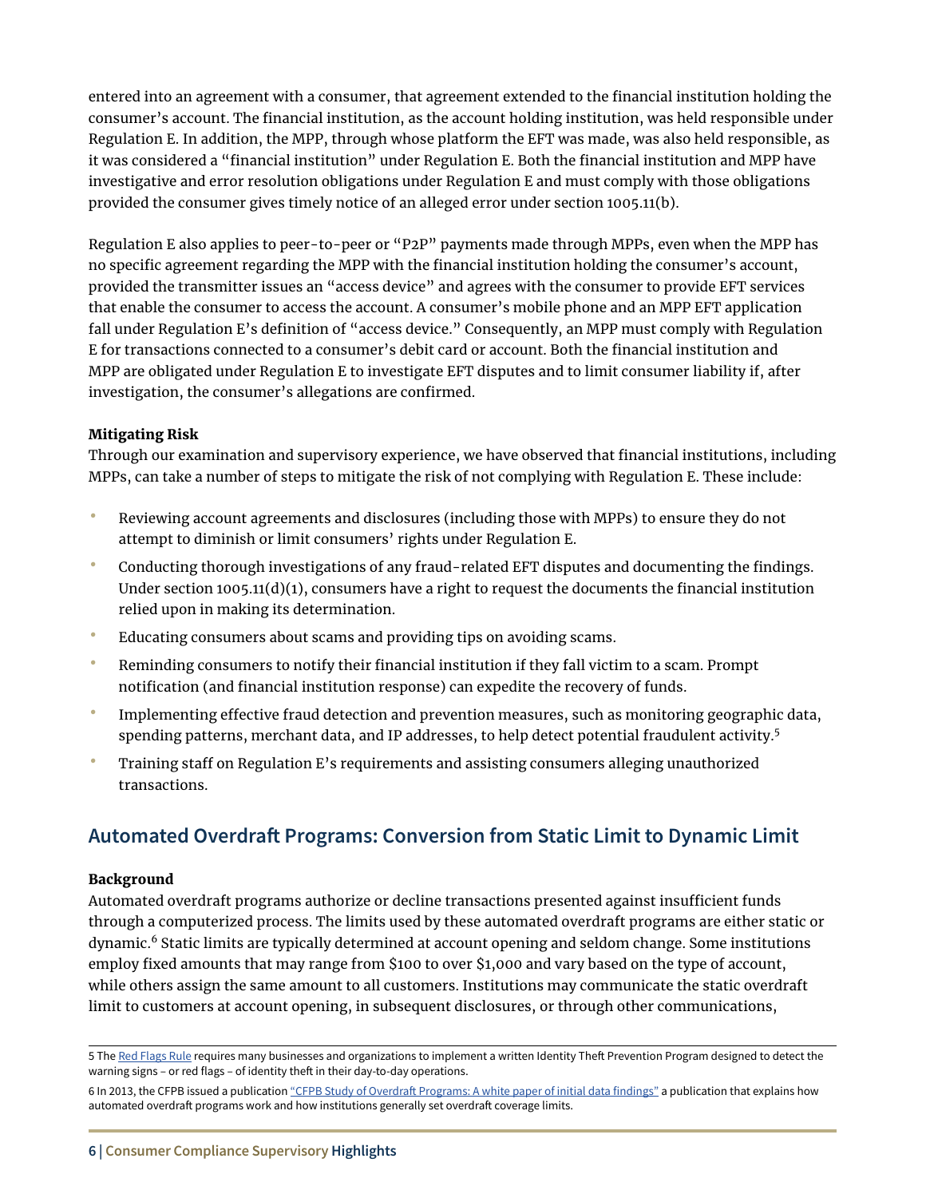entered into an agreement with a consumer, that agreement extended to the financial institution holding the consumer's account. The financial institution, as the account holding institution, was held responsible under Regulation E. In addition, the MPP, through whose platform the EFT was made, was also held responsible, as it was considered a "financial institution" under Regulation E. Both the financial institution and MPP have investigative and error resolution obligations under Regulation E and must comply with those obligations provided the consumer gives timely notice of an alleged error under section 1005.11(b).

Regulation E also applies to peer-to-peer or "P2P" payments made through MPPs, even when the MPP has no specific agreement regarding the MPP with the financial institution holding the consumer's account, provided the transmitter issues an "access device" and agrees with the consumer to provide EFT services that enable the consumer to access the account. A consumer's mobile phone and an MPP EFT application fall under Regulation E's definition of "access device." Consequently, an MPP must comply with Regulation E for transactions connected to a consumer's debit card or account. Both the financial institution and MPP are obligated under Regulation E to investigate EFT disputes and to limit consumer liability if, after investigation, the consumer's allegations are confirmed.

**Mitigating Risk**

Through our examination and supervisory experience, we have observed that financial institutions, including MPPs, can take a number of steps to mitigate the risk of not complying with Regulation E. These include:

- Reviewing account agreements and disclosures (including those with MPPs) to ensure they do not attempt to diminish or limit consumers' rights under Regulation E.
- Conducting thorough investigations of any fraud-related EFT disputes and documenting the findings. Under section 1005.11(d)(1), consumers have a right to request the documents the financial institution relied upon in making its determination.
- Educating consumers about scams and providing tips on avoiding scams.
- Reminding consumers to notify their financial institution if they fall victim to a scam. Prompt notification (and financial institution response) can expedite the recovery of funds.
- Implementing effective fraud detection and prevention measures, such as monitoring geographic data, spending patterns, merchant data, and IP addresses, to help detect potential fraudulent activity.[5]
- Training staff on Regulation E's requirements and assisting consumers alleging unauthorized transactions.

## Automated Overdraft Programs: Conversion from Static Limit to Dynamic Limit

**Background**

Automated overdraft programs authorize or decline transactions presented against insufficient funds through a computerized process. The limits used by these automated overdraft programs are either static or dynamic.[6] Static limits are typically determined at account opening and seldom change. Some institutions employ fixed amounts that may range from $100 to over $1,000 and vary based on the type of account, while others assign the same amount to all customers. Institutions may communicate the static overdraft limit to customers at account opening, in subsequent disclosures, or through other communications,

---

5 The Red Flags Rule requires many businesses and organizations to implement a written Identity Theft Prevention Program designed to detect the warning signs – or red flags – of identity theft in their day-to-day operations.

6 In 2013, the CFPB issued a publication "CFPB Study of Overdraft Programs: A white paper of initial data findings" a publication that explains how automated overdraft programs work and how institutions generally set overdraft coverage limits.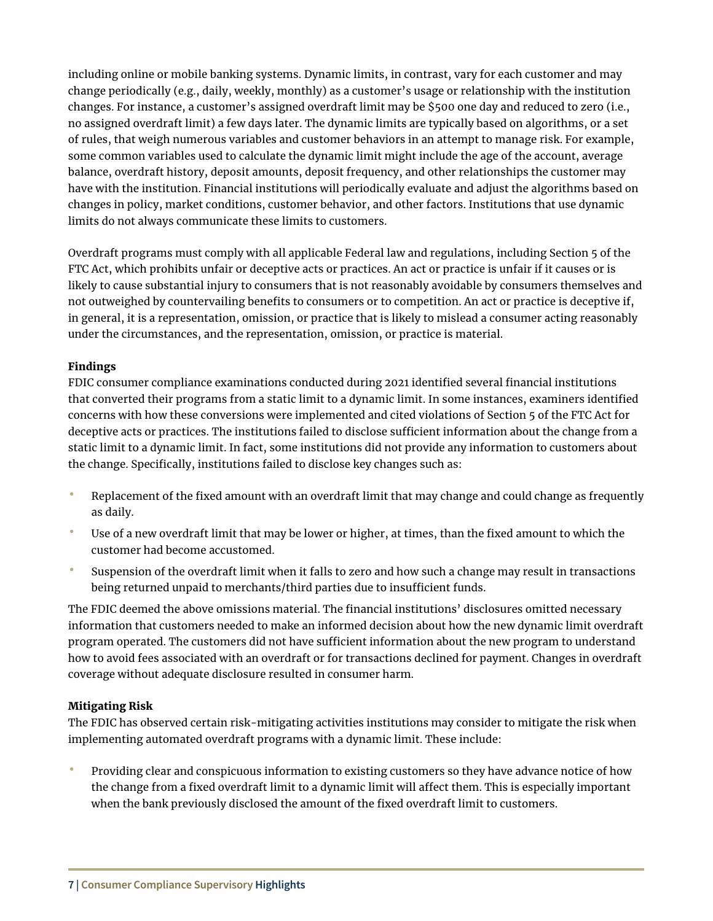including online or mobile banking systems. Dynamic limits, in contrast, vary for each customer and may change periodically (e.g., daily, weekly, monthly) as a customer's usage or relationship with the institution changes. For instance, a customer's assigned overdraft limit may be $500 one day and reduced to zero (i.e., no assigned overdraft limit) a few days later. The dynamic limits are typically based on algorithms, or a set of rules, that weigh numerous variables and customer behaviors in an attempt to manage risk. For example, some common variables used to calculate the dynamic limit might include the age of the account, average balance, overdraft history, deposit amounts, deposit frequency, and other relationships the customer may have with the institution. Financial institutions will periodically evaluate and adjust the algorithms based on changes in policy, market conditions, customer behavior, and other factors. Institutions that use dynamic limits do not always communicate these limits to customers.

Overdraft programs must comply with all applicable Federal law and regulations, including Section 5 of the FTC Act, which prohibits unfair or deceptive acts or practices. An act or practice is unfair if it causes or is likely to cause substantial injury to consumers that is not reasonably avoidable by consumers themselves and not outweighed by countervailing benefits to consumers or to competition. An act or practice is deceptive if, in general, it is a representation, omission, or practice that is likely to mislead a consumer acting reasonably under the circumstances, and the representation, omission, or practice is material.

**Findings**

FDIC consumer compliance examinations conducted during 2021 identified several financial institutions that converted their programs from a static limit to a dynamic limit. In some instances, examiners identified concerns with how these conversions were implemented and cited violations of Section 5 of the FTC Act for deceptive acts or practices. The institutions failed to disclose sufficient information about the change from a static limit to a dynamic limit. In fact, some institutions did not provide any information to customers about the change. Specifically, institutions failed to disclose key changes such as:

- Replacement of the fixed amount with an overdraft limit that may change and could change as frequently as daily.
- Use of a new overdraft limit that may be lower or higher, at times, than the fixed amount to which the customer had become accustomed.
- Suspension of the overdraft limit when it falls to zero and how such a change may result in transactions being returned unpaid to merchants/third parties due to insufficient funds.

The FDIC deemed the above omissions material. The financial institutions' disclosures omitted necessary information that customers needed to make an informed decision about how the new dynamic limit overdraft program operated. The customers did not have sufficient information about the new program to understand how to avoid fees associated with an overdraft or for transactions declined for payment. Changes in overdraft coverage without adequate disclosure resulted in consumer harm.

**Mitigating Risk**

The FDIC has observed certain risk-mitigating activities institutions may consider to mitigate the risk when implementing automated overdraft programs with a dynamic limit. These include:

- Providing clear and conspicuous information to existing customers so they have advance notice of how the change from a fixed overdraft limit to a dynamic limit will affect them. This is especially important when the bank previously disclosed the amount of the fixed overdraft limit to customers.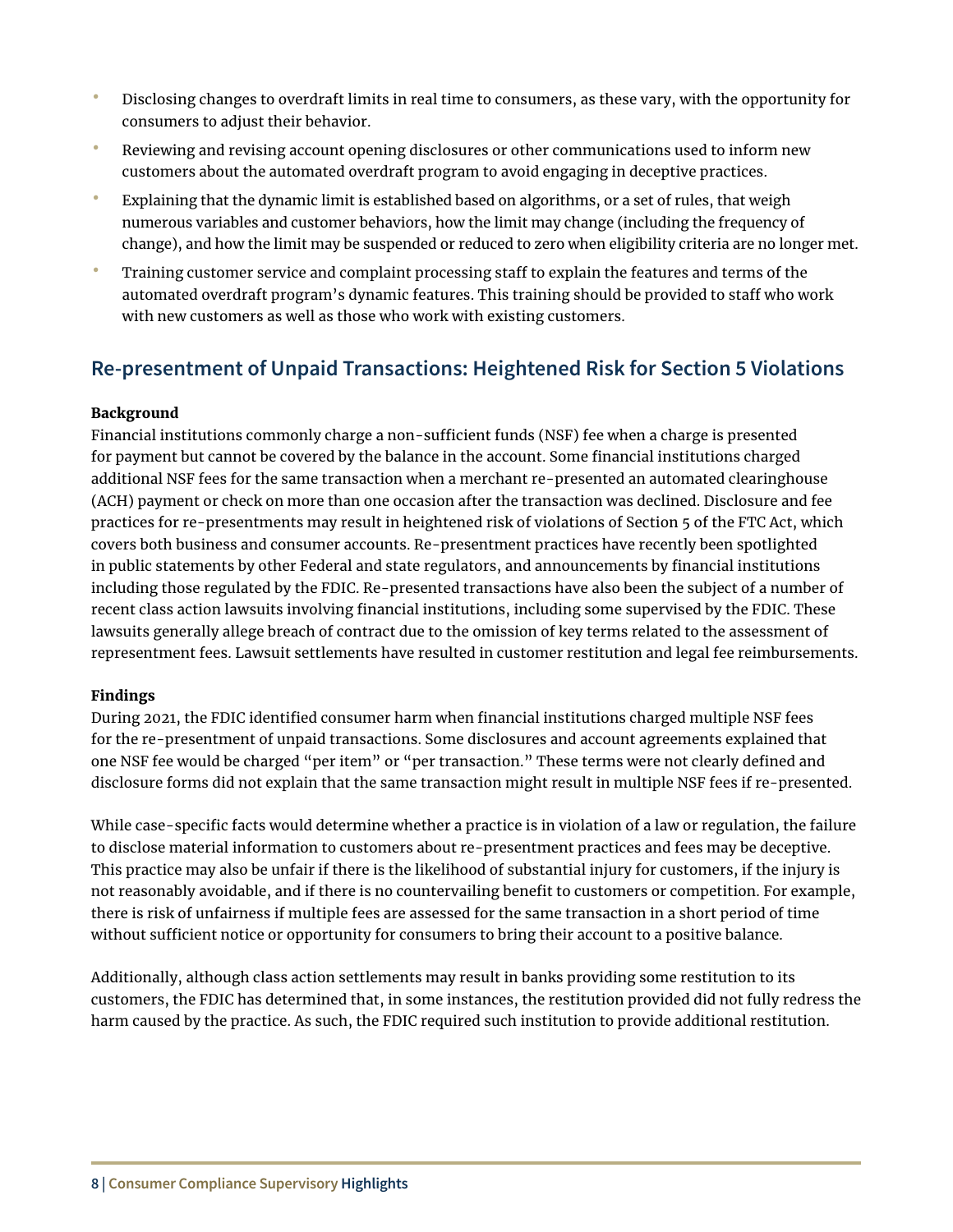- Disclosing changes to overdraft limits in real time to consumers, as these vary, with the opportunity for consumers to adjust their behavior.
- Reviewing and revising account opening disclosures or other communications used to inform new customers about the automated overdraft program to avoid engaging in deceptive practices.
- Explaining that the dynamic limit is established based on algorithms, or a set of rules, that weigh numerous variables and customer behaviors, how the limit may change (including the frequency of change), and how the limit may be suspended or reduced to zero when eligibility criteria are no longer met.
- Training customer service and complaint processing staff to explain the features and terms of the automated overdraft program's dynamic features. This training should be provided to staff who work with new customers as well as those who work with existing customers.

## Re-presentment of Unpaid Transactions: Heightened Risk for Section 5 Violations

**Background**

Financial institutions commonly charge a non-sufficient funds (NSF) fee when a charge is presented for payment but cannot be covered by the balance in the account. Some financial institutions charged additional NSF fees for the same transaction when a merchant re-presented an automated clearinghouse (ACH) payment or check on more than one occasion after the transaction was declined. Disclosure and fee practices for re-presentments may result in heightened risk of violations of Section 5 of the FTC Act, which covers both business and consumer accounts. Re-presentment practices have recently been spotlighted in public statements by other Federal and state regulators, and announcements by financial institutions including those regulated by the FDIC. Re-presented transactions have also been the subject of a number of recent class action lawsuits involving financial institutions, including some supervised by the FDIC. These lawsuits generally allege breach of contract due to the omission of key terms related to the assessment of representment fees. Lawsuit settlements have resulted in customer restitution and legal fee reimbursements.

**Findings**

During 2021, the FDIC identified consumer harm when financial institutions charged multiple NSF fees for the re-presentment of unpaid transactions. Some disclosures and account agreements explained that one NSF fee would be charged "per item" or "per transaction." These terms were not clearly defined and disclosure forms did not explain that the same transaction might result in multiple NSF fees if re-presented.

While case-specific facts would determine whether a practice is in violation of a law or regulation, the failure to disclose material information to customers about re-presentment practices and fees may be deceptive. This practice may also be unfair if there is the likelihood of substantial injury for customers, if the injury is not reasonably avoidable, and if there is no countervailing benefit to customers or competition. For example, there is risk of unfairness if multiple fees are assessed for the same transaction in a short period of time without sufficient notice or opportunity for consumers to bring their account to a positive balance.

Additionally, although class action settlements may result in banks providing some restitution to its customers, the FDIC has determined that, in some instances, the restitution provided did not fully redress the harm caused by the practice. As such, the FDIC required such institution to provide additional restitution.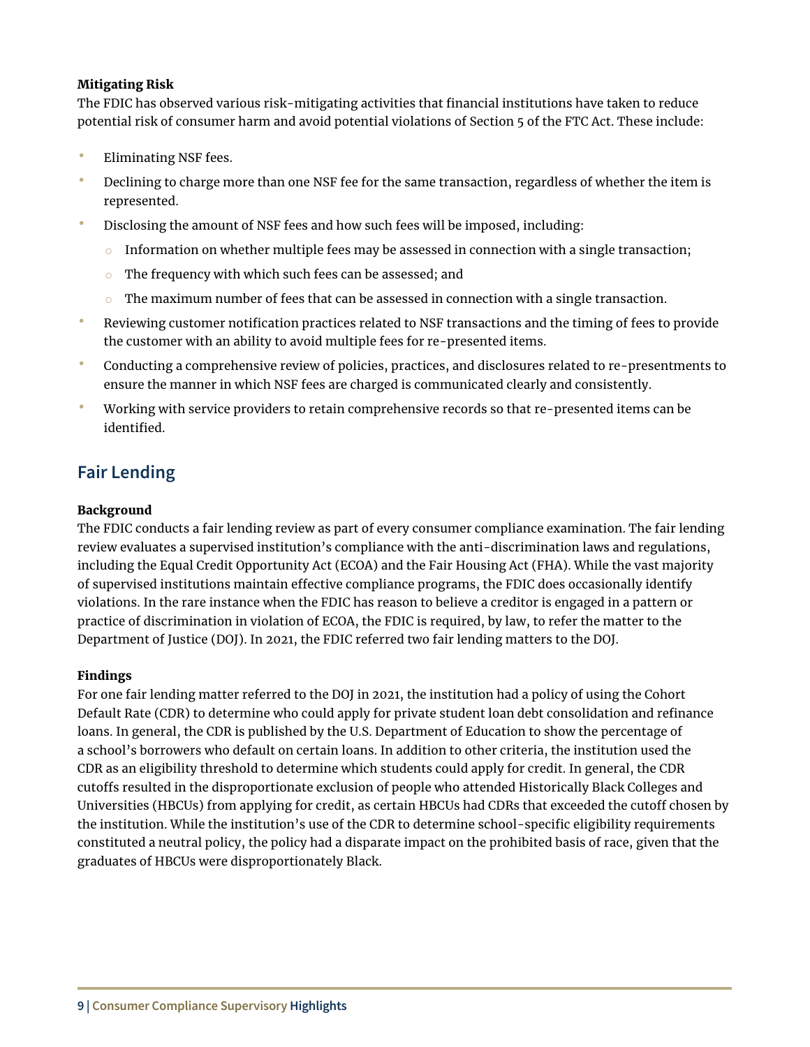**Mitigating Risk**

The FDIC has observed various risk-mitigating activities that financial institutions have taken to reduce potential risk of consumer harm and avoid potential violations of Section 5 of the FTC Act. These include:

- Eliminating NSF fees.
- Declining to charge more than one NSF fee for the same transaction, regardless of whether the item is represented.
- Disclosing the amount of NSF fees and how such fees will be imposed, including:
  - Information on whether multiple fees may be assessed in connection with a single transaction;
  - The frequency with which such fees can be assessed; and
  - The maximum number of fees that can be assessed in connection with a single transaction.
- Reviewing customer notification practices related to NSF transactions and the timing of fees to provide the customer with an ability to avoid multiple fees for re-presented items.
- Conducting a comprehensive review of policies, practices, and disclosures related to re-presentments to ensure the manner in which NSF fees are charged is communicated clearly and consistently.
- Working with service providers to retain comprehensive records so that re-presented items can be identified.

## Fair Lending

**Background**

The FDIC conducts a fair lending review as part of every consumer compliance examination. The fair lending review evaluates a supervised institution's compliance with the anti-discrimination laws and regulations, including the Equal Credit Opportunity Act (ECOA) and the Fair Housing Act (FHA). While the vast majority of supervised institutions maintain effective compliance programs, the FDIC does occasionally identify violations. In the rare instance when the FDIC has reason to believe a creditor is engaged in a pattern or practice of discrimination in violation of ECOA, the FDIC is required, by law, to refer the matter to the Department of Justice (DOJ). In 2021, the FDIC referred two fair lending matters to the DOJ.

**Findings**

For one fair lending matter referred to the DOJ in 2021, the institution had a policy of using the Cohort Default Rate (CDR) to determine who could apply for private student loan debt consolidation and refinance loans. In general, the CDR is published by the U.S. Department of Education to show the percentage of a school's borrowers who default on certain loans. In addition to other criteria, the institution used the CDR as an eligibility threshold to determine which students could apply for credit. In general, the CDR cutoffs resulted in the disproportionate exclusion of people who attended Historically Black Colleges and Universities (HBCUs) from applying for credit, as certain HBCUs had CDRs that exceeded the cutoff chosen by the institution. While the institution's use of the CDR to determine school-specific eligibility requirements constituted a neutral policy, the policy had a disparate impact on the prohibited basis of race, given that the graduates of HBCUs were disproportionately Black.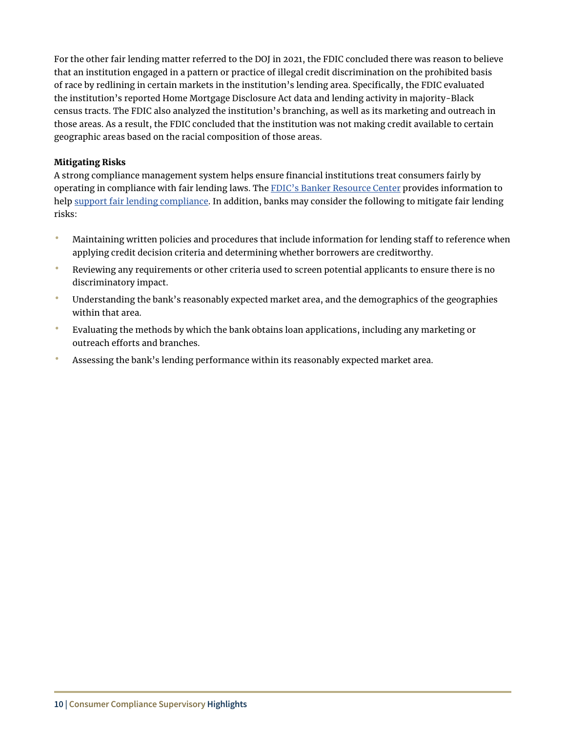For the other fair lending matter referred to the DOJ in 2021, the FDIC concluded there was reason to believe that an institution engaged in a pattern or practice of illegal credit discrimination on the prohibited basis of race by redlining in certain markets in the institution's lending area. Specifically, the FDIC evaluated the institution's reported Home Mortgage Disclosure Act data and lending activity in majority-Black census tracts. The FDIC also analyzed the institution's branching, as well as its marketing and outreach in those areas. As a result, the FDIC concluded that the institution was not making credit available to certain geographic areas based on the racial composition of those areas.

**Mitigating Risks**

A strong compliance management system helps ensure financial institutions treat consumers fairly by operating in compliance with fair lending laws. The FDIC's Banker Resource Center provides information to help support fair lending compliance. In addition, banks may consider the following to mitigate fair lending risks:

- Maintaining written policies and procedures that include information for lending staff to reference when applying credit decision criteria and determining whether borrowers are creditworthy.
- Reviewing any requirements or other criteria used to screen potential applicants to ensure there is no discriminatory impact.
- Understanding the bank's reasonably expected market area, and the demographics of the geographies within that area.
- Evaluating the methods by which the bank obtains loan applications, including any marketing or outreach efforts and branches.
- Assessing the bank's lending performance within its reasonably expected market area.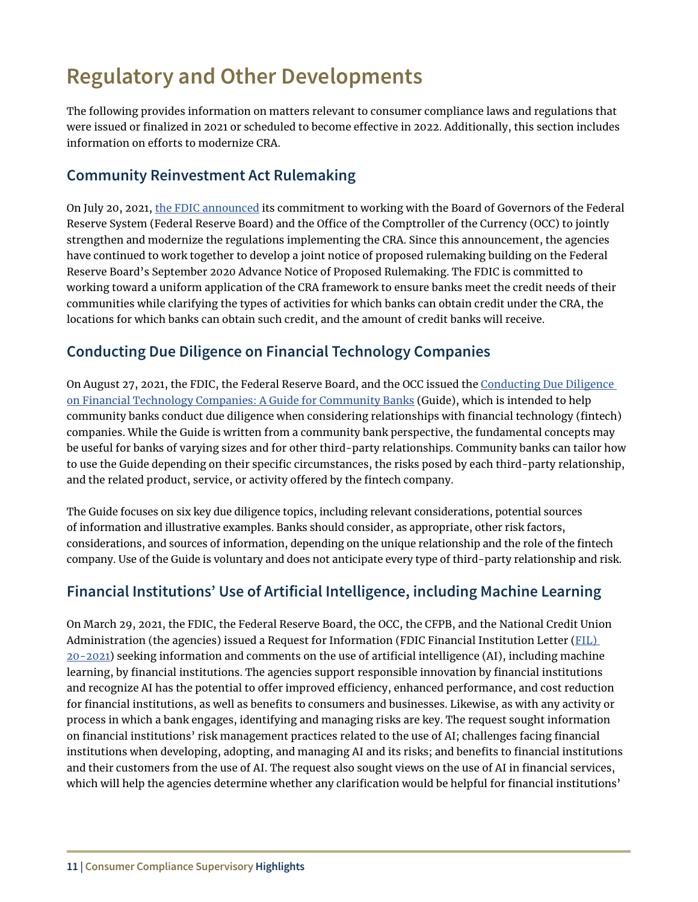# Regulatory and Other Developments

The following provides information on matters relevant to consumer compliance laws and regulations that were issued or finalized in 2021 or scheduled to become effective in 2022. Additionally, this section includes information on efforts to modernize CRA.

## Community Reinvestment Act Rulemaking

On July 20, 2021, the FDIC announced its commitment to working with the Board of Governors of the Federal Reserve System (Federal Reserve Board) and the Office of the Comptroller of the Currency (OCC) to jointly strengthen and modernize the regulations implementing the CRA. Since this announcement, the agencies have continued to work together to develop a joint notice of proposed rulemaking building on the Federal Reserve Board's September 2020 Advance Notice of Proposed Rulemaking. The FDIC is committed to working toward a uniform application of the CRA framework to ensure banks meet the credit needs of their communities while clarifying the types of activities for which banks can obtain credit under the CRA, the locations for which banks can obtain such credit, and the amount of credit banks will receive.

## Conducting Due Diligence on Financial Technology Companies

On August 27, 2021, the FDIC, the Federal Reserve Board, and the OCC issued the Conducting Due Diligence on Financial Technology Companies: A Guide for Community Banks (Guide), which is intended to help community banks conduct due diligence when considering relationships with financial technology (fintech) companies. While the Guide is written from a community bank perspective, the fundamental concepts may be useful for banks of varying sizes and for other third-party relationships. Community banks can tailor how to use the Guide depending on their specific circumstances, the risks posed by each third-party relationship, and the related product, service, or activity offered by the fintech company.

The Guide focuses on six key due diligence topics, including relevant considerations, potential sources of information and illustrative examples. Banks should consider, as appropriate, other risk factors, considerations, and sources of information, depending on the unique relationship and the role of the fintech company. Use of the Guide is voluntary and does not anticipate every type of third-party relationship and risk.

## Financial Institutions' Use of Artificial Intelligence, including Machine Learning

On March 29, 2021, the FDIC, the Federal Reserve Board, the OCC, the CFPB, and the National Credit Union Administration (the agencies) issued a Request for Information (FDIC Financial Institution Letter (FIL) 20-2021) seeking information and comments on the use of artificial intelligence (AI), including machine learning, by financial institutions. The agencies support responsible innovation by financial institutions and recognize AI has the potential to offer improved efficiency, enhanced performance, and cost reduction for financial institutions, as well as benefits to consumers and businesses. Likewise, as with any activity or process in which a bank engages, identifying and managing risks are key. The request sought information on financial institutions' risk management practices related to the use of AI; challenges facing financial institutions when developing, adopting, and managing AI and its risks; and benefits to financial institutions and their customers from the use of AI. The request also sought views on the use of AI in financial services, which will help the agencies determine whether any clarification would be helpful for financial institutions'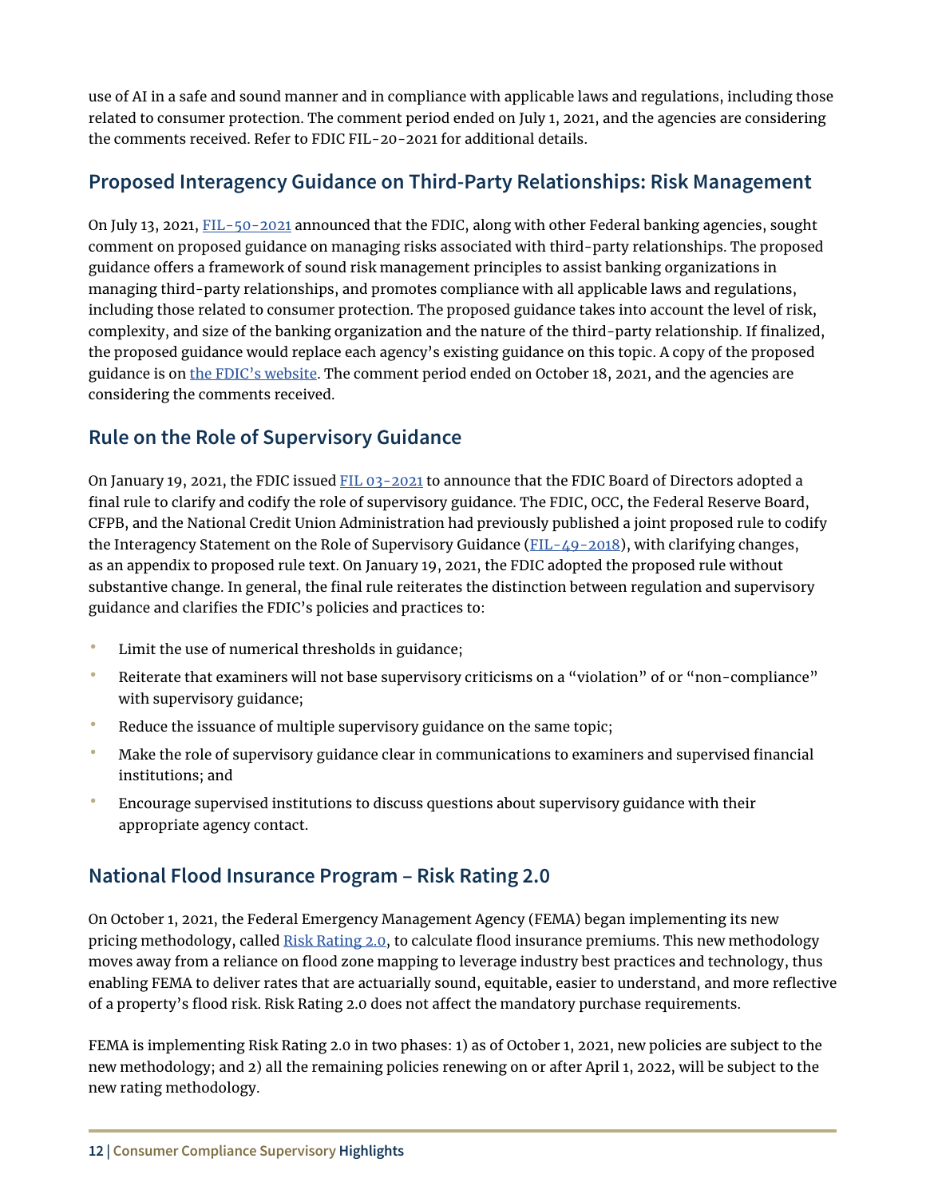use of AI in a safe and sound manner and in compliance with applicable laws and regulations, including those related to consumer protection. The comment period ended on July 1, 2021, and the agencies are considering the comments received. Refer to FDIC FIL-20-2021 for additional details.

## Proposed Interagency Guidance on Third-Party Relationships: Risk Management

On July 13, 2021, FIL-50-2021 announced that the FDIC, along with other Federal banking agencies, sought comment on proposed guidance on managing risks associated with third-party relationships. The proposed guidance offers a framework of sound risk management principles to assist banking organizations in managing third-party relationships, and promotes compliance with all applicable laws and regulations, including those related to consumer protection. The proposed guidance takes into account the level of risk, complexity, and size of the banking organization and the nature of the third-party relationship. If finalized, the proposed guidance would replace each agency's existing guidance on this topic. A copy of the proposed guidance is on the FDIC's website. The comment period ended on October 18, 2021, and the agencies are considering the comments received.

## Rule on the Role of Supervisory Guidance

On January 19, 2021, the FDIC issued FIL 03-2021 to announce that the FDIC Board of Directors adopted a final rule to clarify and codify the role of supervisory guidance. The FDIC, OCC, the Federal Reserve Board, CFPB, and the National Credit Union Administration had previously published a joint proposed rule to codify the Interagency Statement on the Role of Supervisory Guidance (FIL-49-2018), with clarifying changes, as an appendix to proposed rule text. On January 19, 2021, the FDIC adopted the proposed rule without substantive change. In general, the final rule reiterates the distinction between regulation and supervisory guidance and clarifies the FDIC's policies and practices to:

- Limit the use of numerical thresholds in guidance;
- Reiterate that examiners will not base supervisory criticisms on a "violation" of or "non-compliance" with supervisory guidance;
- Reduce the issuance of multiple supervisory guidance on the same topic;
- Make the role of supervisory guidance clear in communications to examiners and supervised financial institutions; and
- Encourage supervised institutions to discuss questions about supervisory guidance with their appropriate agency contact.

## National Flood Insurance Program – Risk Rating 2.0

On October 1, 2021, the Federal Emergency Management Agency (FEMA) began implementing its new pricing methodology, called Risk Rating 2.0, to calculate flood insurance premiums. This new methodology moves away from a reliance on flood zone mapping to leverage industry best practices and technology, thus enabling FEMA to deliver rates that are actuarially sound, equitable, easier to understand, and more reflective of a property's flood risk. Risk Rating 2.0 does not affect the mandatory purchase requirements.

FEMA is implementing Risk Rating 2.0 in two phases: 1) as of October 1, 2021, new policies are subject to the new methodology; and 2) all the remaining policies renewing on or after April 1, 2022, will be subject to the new rating methodology.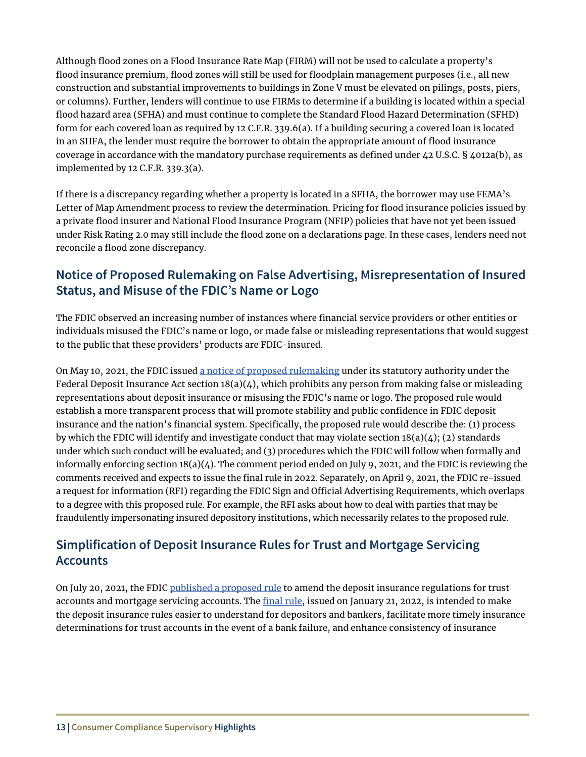Although flood zones on a Flood Insurance Rate Map (FIRM) will not be used to calculate a property's flood insurance premium, flood zones will still be used for floodplain management purposes (i.e., all new construction and substantial improvements to buildings in Zone V must be elevated on pilings, posts, piers, or columns). Further, lenders will continue to use FIRMs to determine if a building is located within a special flood hazard area (SFHA) and must continue to complete the Standard Flood Hazard Determination (SFHD) form for each covered loan as required by 12 C.F.R. 339.6(a). If a building securing a covered loan is located in an SHFA, the lender must require the borrower to obtain the appropriate amount of flood insurance coverage in accordance with the mandatory purchase requirements as defined under 42 U.S.C. § 4012a(b), as implemented by 12 C.F.R. 339.3(a).

If there is a discrepancy regarding whether a property is located in a SFHA, the borrower may use FEMA's Letter of Map Amendment process to review the determination. Pricing for flood insurance policies issued by a private flood insurer and National Flood Insurance Program (NFIP) policies that have not yet been issued under Risk Rating 2.0 may still include the flood zone on a declarations page. In these cases, lenders need not reconcile a flood zone discrepancy.

## Notice of Proposed Rulemaking on False Advertising, Misrepresentation of Insured Status, and Misuse of the FDIC's Name or Logo

The FDIC observed an increasing number of instances where financial service providers or other entities or individuals misused the FDIC's name or logo, or made false or misleading representations that would suggest to the public that these providers' products are FDIC-insured.

On May 10, 2021, the FDIC issued a notice of proposed rulemaking under its statutory authority under the Federal Deposit Insurance Act section 18(a)(4), which prohibits any person from making false or misleading representations about deposit insurance or misusing the FDIC's name or logo. The proposed rule would establish a more transparent process that will promote stability and public confidence in FDIC deposit insurance and the nation's financial system. Specifically, the proposed rule would describe the: (1) process by which the FDIC will identify and investigate conduct that may violate section 18(a)(4); (2) standards under which such conduct will be evaluated; and (3) procedures which the FDIC will follow when formally and informally enforcing section 18(a)(4). The comment period ended on July 9, 2021, and the FDIC is reviewing the comments received and expects to issue the final rule in 2022. Separately, on April 9, 2021, the FDIC re-issued a request for information (RFI) regarding the FDIC Sign and Official Advertising Requirements, which overlaps to a degree with this proposed rule. For example, the RFI asks about how to deal with parties that may be fraudulently impersonating insured depository institutions, which necessarily relates to the proposed rule.

## Simplification of Deposit Insurance Rules for Trust and Mortgage Servicing Accounts

On July 20, 2021, the FDIC published a proposed rule to amend the deposit insurance regulations for trust accounts and mortgage servicing accounts. The final rule, issued on January 21, 2022, is intended to make the deposit insurance rules easier to understand for depositors and bankers, facilitate more timely insurance determinations for trust accounts in the event of a bank failure, and enhance consistency of insurance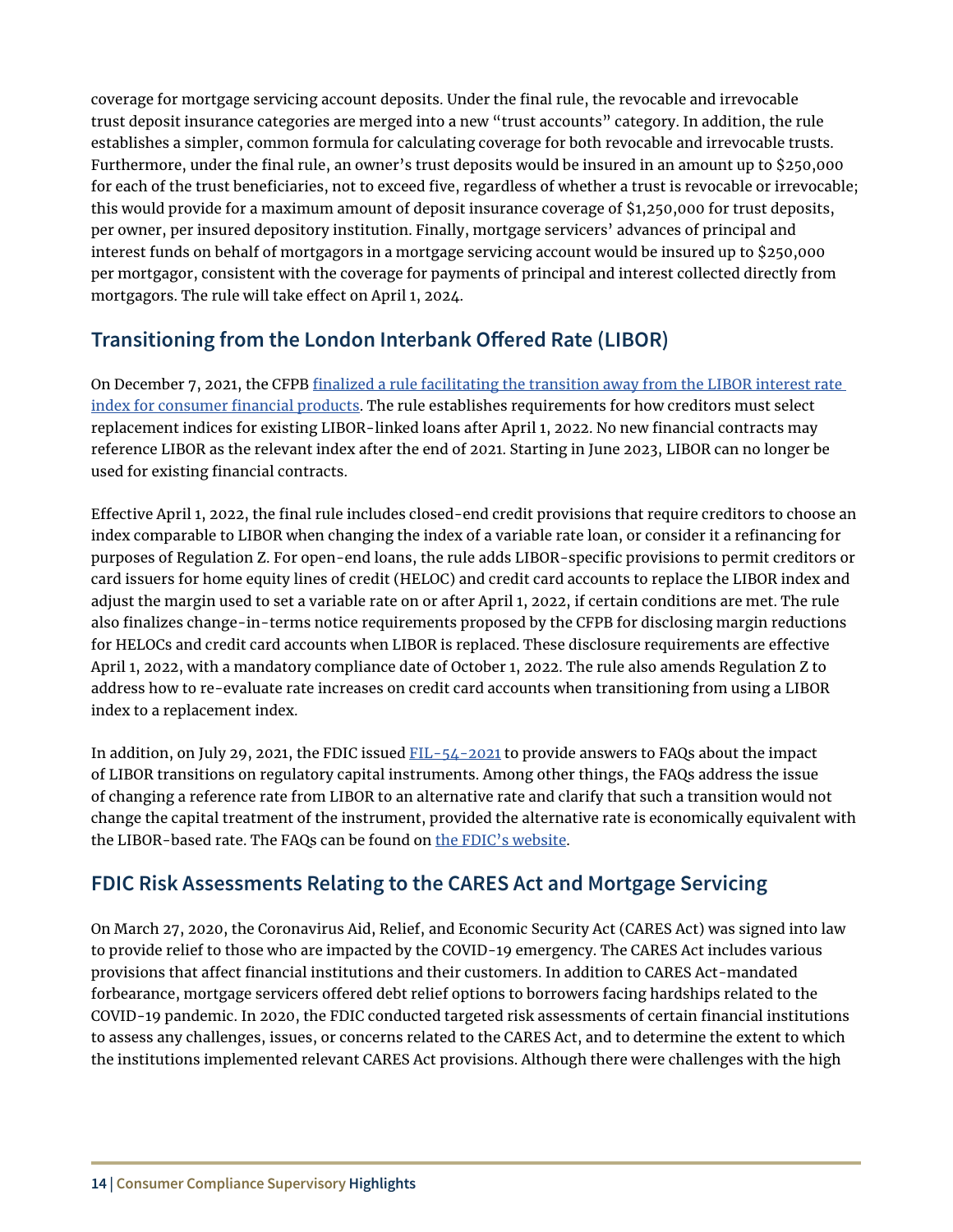coverage for mortgage servicing account deposits. Under the final rule, the revocable and irrevocable trust deposit insurance categories are merged into a new "trust accounts" category. In addition, the rule establishes a simpler, common formula for calculating coverage for both revocable and irrevocable trusts. Furthermore, under the final rule, an owner's trust deposits would be insured in an amount up to $250,000 for each of the trust beneficiaries, not to exceed five, regardless of whether a trust is revocable or irrevocable; this would provide for a maximum amount of deposit insurance coverage of $1,250,000 for trust deposits, per owner, per insured depository institution. Finally, mortgage servicers' advances of principal and interest funds on behalf of mortgagors in a mortgage servicing account would be insured up to $250,000 per mortgagor, consistent with the coverage for payments of principal and interest collected directly from mortgagors. The rule will take effect on April 1, 2024.

## Transitioning from the London Interbank Offered Rate (LIBOR)

On December 7, 2021, the CFPB [finalized a rule facilitating the transition away from the LIBOR interest rate index for consumer financial products](). The rule establishes requirements for how creditors must select replacement indices for existing LIBOR-linked loans after April 1, 2022. No new financial contracts may reference LIBOR as the relevant index after the end of 2021. Starting in June 2023, LIBOR can no longer be used for existing financial contracts.

Effective April 1, 2022, the final rule includes closed-end credit provisions that require creditors to choose an index comparable to LIBOR when changing the index of a variable rate loan, or consider it a refinancing for purposes of Regulation Z. For open-end loans, the rule adds LIBOR-specific provisions to permit creditors or card issuers for home equity lines of credit (HELOC) and credit card accounts to replace the LIBOR index and adjust the margin used to set a variable rate on or after April 1, 2022, if certain conditions are met. The rule also finalizes change-in-terms notice requirements proposed by the CFPB for disclosing margin reductions for HELOCs and credit card accounts when LIBOR is replaced. These disclosure requirements are effective April 1, 2022, with a mandatory compliance date of October 1, 2022. The rule also amends Regulation Z to address how to re-evaluate rate increases on credit card accounts when transitioning from using a LIBOR index to a replacement index.

In addition, on July 29, 2021, the FDIC issued [FIL-54-2021]() to provide answers to FAQs about the impact of LIBOR transitions on regulatory capital instruments. Among other things, the FAQs address the issue of changing a reference rate from LIBOR to an alternative rate and clarify that such a transition would not change the capital treatment of the instrument, provided the alternative rate is economically equivalent with the LIBOR-based rate. The FAQs can be found on [the FDIC's website]().

## FDIC Risk Assessments Relating to the CARES Act and Mortgage Servicing

On March 27, 2020, the Coronavirus Aid, Relief, and Economic Security Act (CARES Act) was signed into law to provide relief to those who are impacted by the COVID-19 emergency. The CARES Act includes various provisions that affect financial institutions and their customers. In addition to CARES Act-mandated forbearance, mortgage servicers offered debt relief options to borrowers facing hardships related to the COVID-19 pandemic. In 2020, the FDIC conducted targeted risk assessments of certain financial institutions to assess any challenges, issues, or concerns related to the CARES Act, and to determine the extent to which the institutions implemented relevant CARES Act provisions. Although there were challenges with the high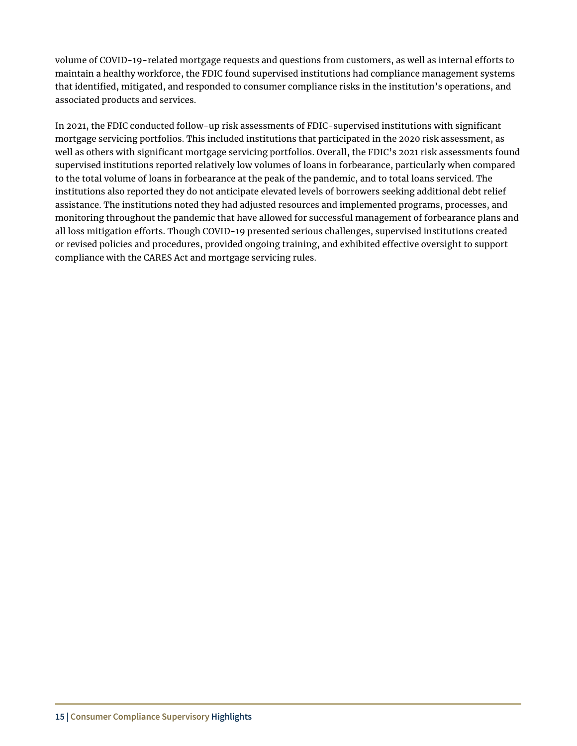volume of COVID-19-related mortgage requests and questions from customers, as well as internal efforts to maintain a healthy workforce, the FDIC found supervised institutions had compliance management systems that identified, mitigated, and responded to consumer compliance risks in the institution's operations, and associated products and services.

In 2021, the FDIC conducted follow-up risk assessments of FDIC-supervised institutions with significant mortgage servicing portfolios. This included institutions that participated in the 2020 risk assessment, as well as others with significant mortgage servicing portfolios. Overall, the FDIC's 2021 risk assessments found supervised institutions reported relatively low volumes of loans in forbearance, particularly when compared to the total volume of loans in forbearance at the peak of the pandemic, and to total loans serviced. The institutions also reported they do not anticipate elevated levels of borrowers seeking additional debt relief assistance. The institutions noted they had adjusted resources and implemented programs, processes, and monitoring throughout the pandemic that have allowed for successful management of forbearance plans and all loss mitigation efforts. Though COVID-19 presented serious challenges, supervised institutions created or revised policies and procedures, provided ongoing training, and exhibited effective oversight to support compliance with the CARES Act and mortgage servicing rules.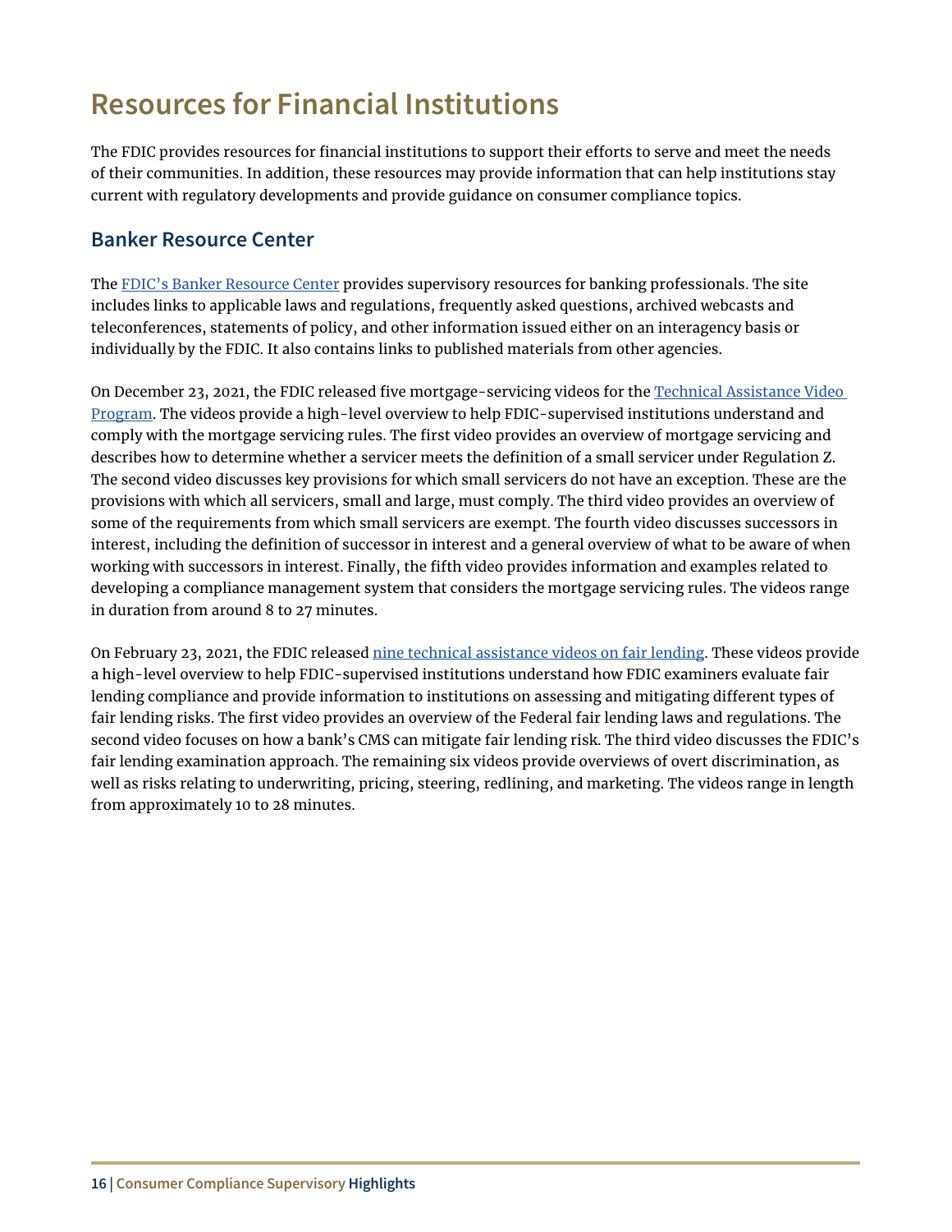# Resources for Financial Institutions

The FDIC provides resources for financial institutions to support their efforts to serve and meet the needs of their communities. In addition, these resources may provide information that can help institutions stay current with regulatory developments and provide guidance on consumer compliance topics.

## Banker Resource Center

The FDIC's Banker Resource Center provides supervisory resources for banking professionals. The site includes links to applicable laws and regulations, frequently asked questions, archived webcasts and teleconferences, statements of policy, and other information issued either on an interagency basis or individually by the FDIC. It also contains links to published materials from other agencies.

On December 23, 2021, the FDIC released five mortgage-servicing videos for the Technical Assistance Video Program. The videos provide a high-level overview to help FDIC-supervised institutions understand and comply with the mortgage servicing rules. The first video provides an overview of mortgage servicing and describes how to determine whether a servicer meets the definition of a small servicer under Regulation Z. The second video discusses key provisions for which small servicers do not have an exception. These are the provisions with which all servicers, small and large, must comply. The third video provides an overview of some of the requirements from which small servicers are exempt. The fourth video discusses successors in interest, including the definition of successor in interest and a general overview of what to be aware of when working with successors in interest. Finally, the fifth video provides information and examples related to developing a compliance management system that considers the mortgage servicing rules. The videos range in duration from around 8 to 27 minutes.

On February 23, 2021, the FDIC released nine technical assistance videos on fair lending. These videos provide a high-level overview to help FDIC-supervised institutions understand how FDIC examiners evaluate fair lending compliance and provide information to institutions on assessing and mitigating different types of fair lending risks. The first video provides an overview of the Federal fair lending laws and regulations. The second video focuses on how a bank's CMS can mitigate fair lending risk. The third video discusses the FDIC's fair lending examination approach. The remaining six videos provide overviews of overt discrimination, as well as risks relating to underwriting, pricing, steering, redlining, and marketing. The videos range in length from approximately 10 to 28 minutes.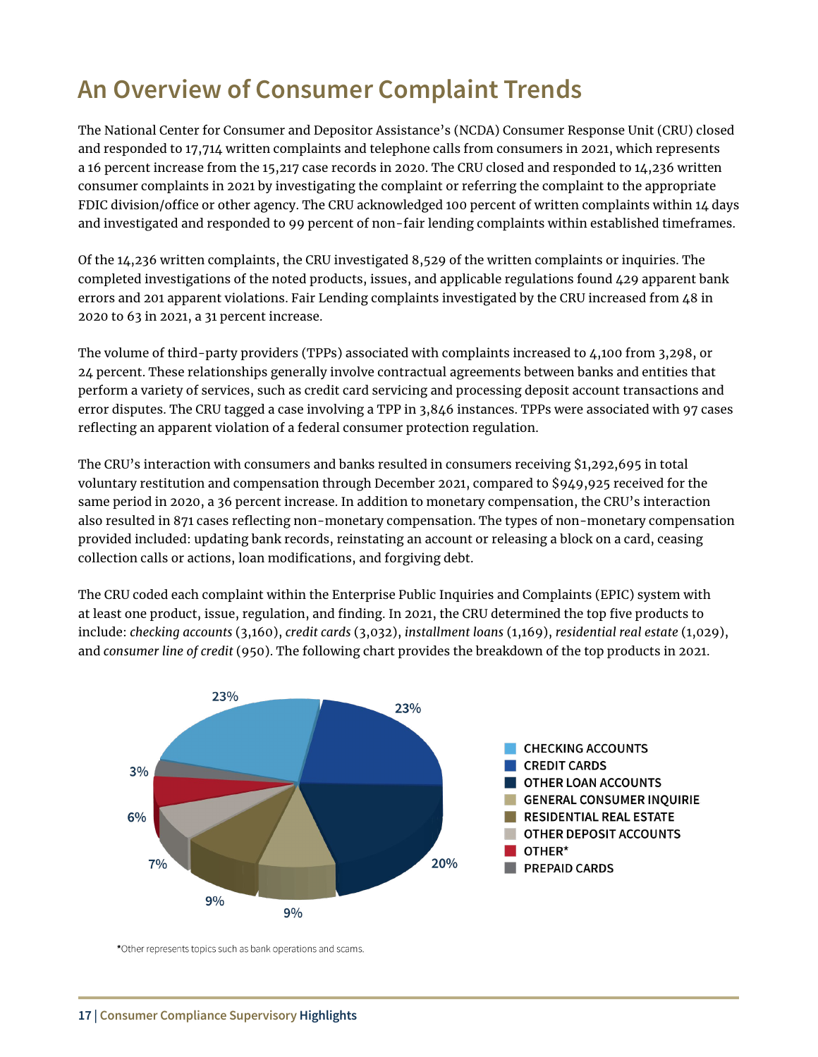# An Overview of Consumer Complaint Trends

The National Center for Consumer and Depositor Assistance's (NCDA) Consumer Response Unit (CRU) closed and responded to 17,714 written complaints and telephone calls from consumers in 2021, which represents a 16 percent increase from the 15,217 case records in 2020. The CRU closed and responded to 14,236 written consumer complaints in 2021 by investigating the complaint or referring the complaint to the appropriate FDIC division/office or other agency. The CRU acknowledged 100 percent of written complaints within 14 days and investigated and responded to 99 percent of non-fair lending complaints within established timeframes.

Of the 14,236 written complaints, the CRU investigated 8,529 of the written complaints or inquiries. The completed investigations of the noted products, issues, and applicable regulations found 429 apparent bank errors and 201 apparent violations. Fair Lending complaints investigated by the CRU increased from 48 in 2020 to 63 in 2021, a 31 percent increase.

The volume of third-party providers (TPPs) associated with complaints increased to 4,100 from 3,298, or 24 percent. These relationships generally involve contractual agreements between banks and entities that perform a variety of services, such as credit card servicing and processing deposit account transactions and error disputes. The CRU tagged a case involving a TPP in 3,846 instances. TPPs were associated with 97 cases reflecting an apparent violation of a federal consumer protection regulation.

The CRU's interaction with consumers and banks resulted in consumers receiving $1,292,695 in total voluntary restitution and compensation through December 2021, compared to $949,925 received for the same period in 2020, a 36 percent increase. In addition to monetary compensation, the CRU's interaction also resulted in 871 cases reflecting non-monetary compensation. The types of non-monetary compensation provided included: updating bank records, reinstating an account or releasing a block on a card, ceasing collection calls or actions, loan modifications, and forgiving debt.

The CRU coded each complaint within the Enterprise Public Inquiries and Complaints (EPIC) system with at least one product, issue, regulation, and finding. In 2021, the CRU determined the top five products to include: *checking accounts* (3,160), *credit cards* (3,032), *installment loans* (1,169), *residential real estate* (1,029), and *consumer line of credit* (950). The following chart provides the breakdown of the top products in 2021.

| Product | Percentage |
|---|---|
| CHECKING ACCOUNTS | 23% |
| CREDIT CARDS | 23% |
| OTHER LOAN ACCOUNTS | 20% |
| GENERAL CONSUMER INQUIRIE | 9% |
| RESIDENTIAL REAL ESTATE | 9% |
| OTHER DEPOSIT ACCOUNTS | 7% |
| OTHER* | 6% |
| PREPAID CARDS | 3% |

*Other represents topics such as bank operations and scams.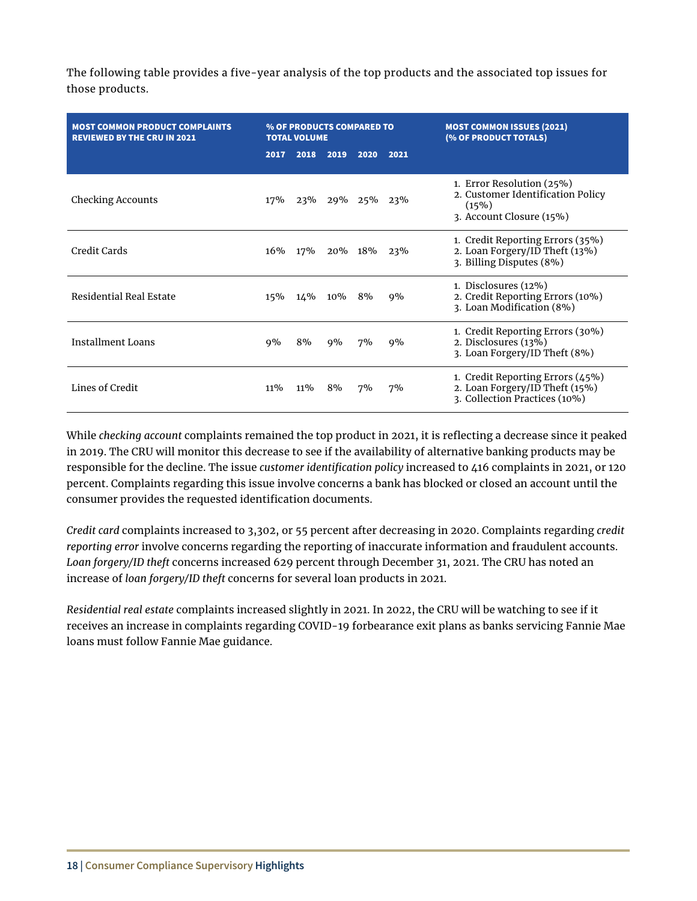The following table provides a five-year analysis of the top products and the associated top issues for those products.

| MOST COMMON PRODUCT COMPLAINTS REVIEWED BY THE CRU IN 2021 | % OF PRODUCTS COMPARED TO TOTAL VOLUME | | | | | MOST COMMON ISSUES (2021) (% OF PRODUCT TOTALS) |
|---|---|---|---|---|---|---|
| | 2017 | 2018 | 2019 | 2020 | 2021 | |
| Checking Accounts | 17% | 23% | 29% | 25% | 23% | 1. Error Resolution (25%)<br>2. Customer Identification Policy (15%)<br>3. Account Closure (15%) |
| Credit Cards | 16% | 17% | 20% | 18% | 23% | 1. Credit Reporting Errors (35%)<br>2. Loan Forgery/ID Theft (13%)<br>3. Billing Disputes (8%) |
| Residential Real Estate | 15% | 14% | 10% | 8% | 9% | 1. Disclosures (12%)<br>2. Credit Reporting Errors (10%)<br>3. Loan Modification (8%) |
| Installment Loans | 9% | 8% | 9% | 7% | 9% | 1. Credit Reporting Errors (30%)<br>2. Disclosures (13%)<br>3. Loan Forgery/ID Theft (8%) |
| Lines of Credit | 11% | 11% | 8% | 7% | 7% | 1. Credit Reporting Errors (45%)<br>2. Loan Forgery/ID Theft (15%)<br>3. Collection Practices (10%) |

While *checking account* complaints remained the top product in 2021, it is reflecting a decrease since it peaked in 2019. The CRU will monitor this decrease to see if the availability of alternative banking products may be responsible for the decline. The issue *customer identification policy* increased to 416 complaints in 2021, or 120 percent. Complaints regarding this issue involve concerns a bank has blocked or closed an account until the consumer provides the requested identification documents.

*Credit card* complaints increased to 3,302, or 55 percent after decreasing in 2020. Complaints regarding *credit reporting error* involve concerns regarding the reporting of inaccurate information and fraudulent accounts. *Loan forgery/ID theft* concerns increased 629 percent through December 31, 2021. The CRU has noted an increase of *loan forgery/ID theft* concerns for several loan products in 2021.

*Residential real estate* complaints increased slightly in 2021. In 2022, the CRU will be watching to see if it receives an increase in complaints regarding COVID-19 forbearance exit plans as banks servicing Fannie Mae loans must follow Fannie Mae guidance.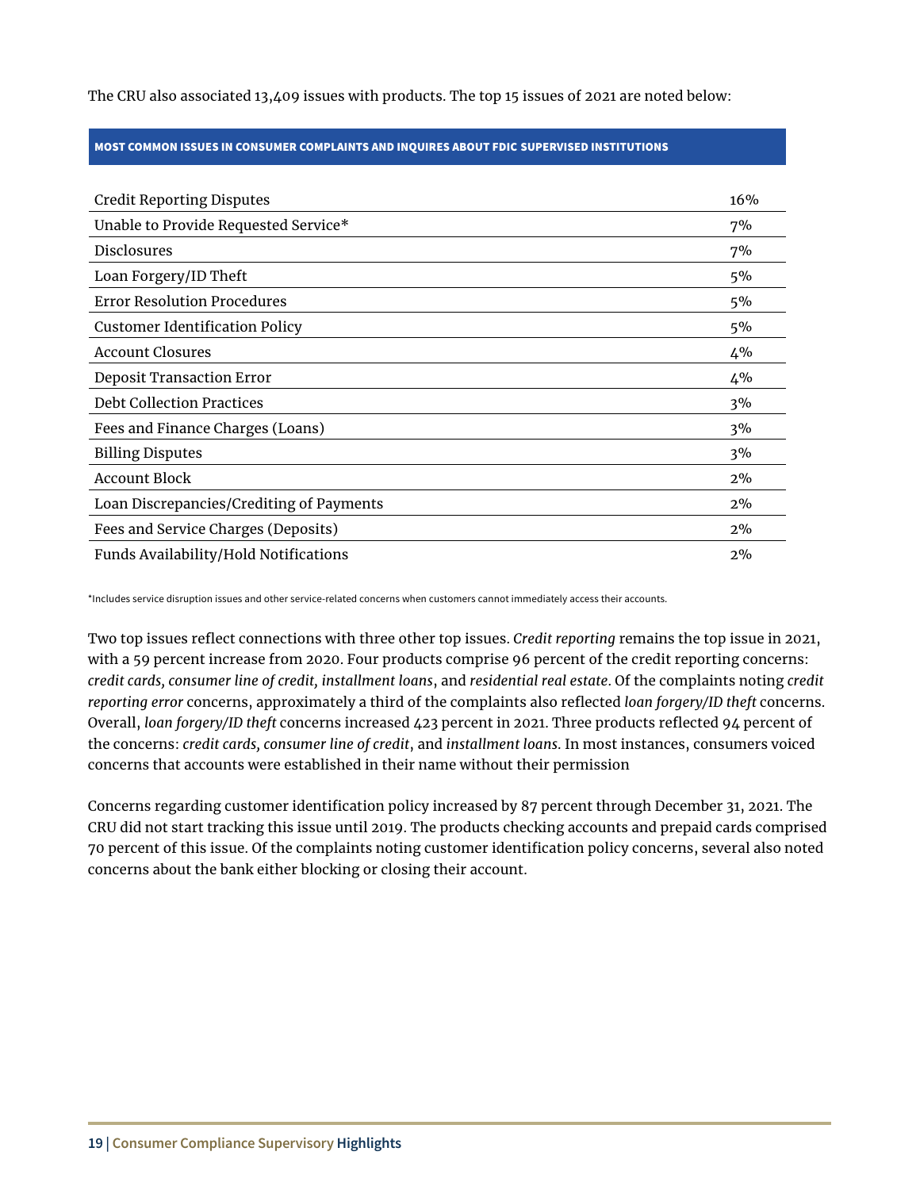The CRU also associated 13,409 issues with products. The top 15 issues of 2021 are noted below:

**MOST COMMON ISSUES IN CONSUMER COMPLAINTS AND INQUIRES ABOUT FDIC SUPERVISED INSTITUTIONS**

| | |
|---|---|
| Credit Reporting Disputes | 16% |
| Unable to Provide Requested Service* | 7% |
| Disclosures | 7% |
| Loan Forgery/ID Theft | 5% |
| Error Resolution Procedures | 5% |
| Customer Identification Policy | 5% |
| Account Closures | 4% |
| Deposit Transaction Error | 4% |
| Debt Collection Practices | 3% |
| Fees and Finance Charges (Loans) | 3% |
| Billing Disputes | 3% |
| Account Block | 2% |
| Loan Discrepancies/Crediting of Payments | 2% |
| Fees and Service Charges (Deposits) | 2% |
| Funds Availability/Hold Notifications | 2% |

*Includes service disruption issues and other service-related concerns when customers cannot immediately access their accounts.

Two top issues reflect connections with three other top issues. *Credit reporting* remains the top issue in 2021, with a 59 percent increase from 2020. Four products comprise 96 percent of the credit reporting concerns: *credit cards, consumer line of credit, installment loans*, and *residential real estate*. Of the complaints noting *credit reporting error* concerns, approximately a third of the complaints also reflected *loan forgery/ID theft* concerns. Overall, *loan forgery/ID theft* concerns increased 423 percent in 2021. Three products reflected 94 percent of the concerns: *credit cards, consumer line of credit*, and *installment loans.* In most instances, consumers voiced concerns that accounts were established in their name without their permission

Concerns regarding customer identification policy increased by 87 percent through December 31, 2021. The CRU did not start tracking this issue until 2019. The products checking accounts and prepaid cards comprised 70 percent of this issue. Of the complaints noting customer identification policy concerns, several also noted concerns about the bank either blocking or closing their account.